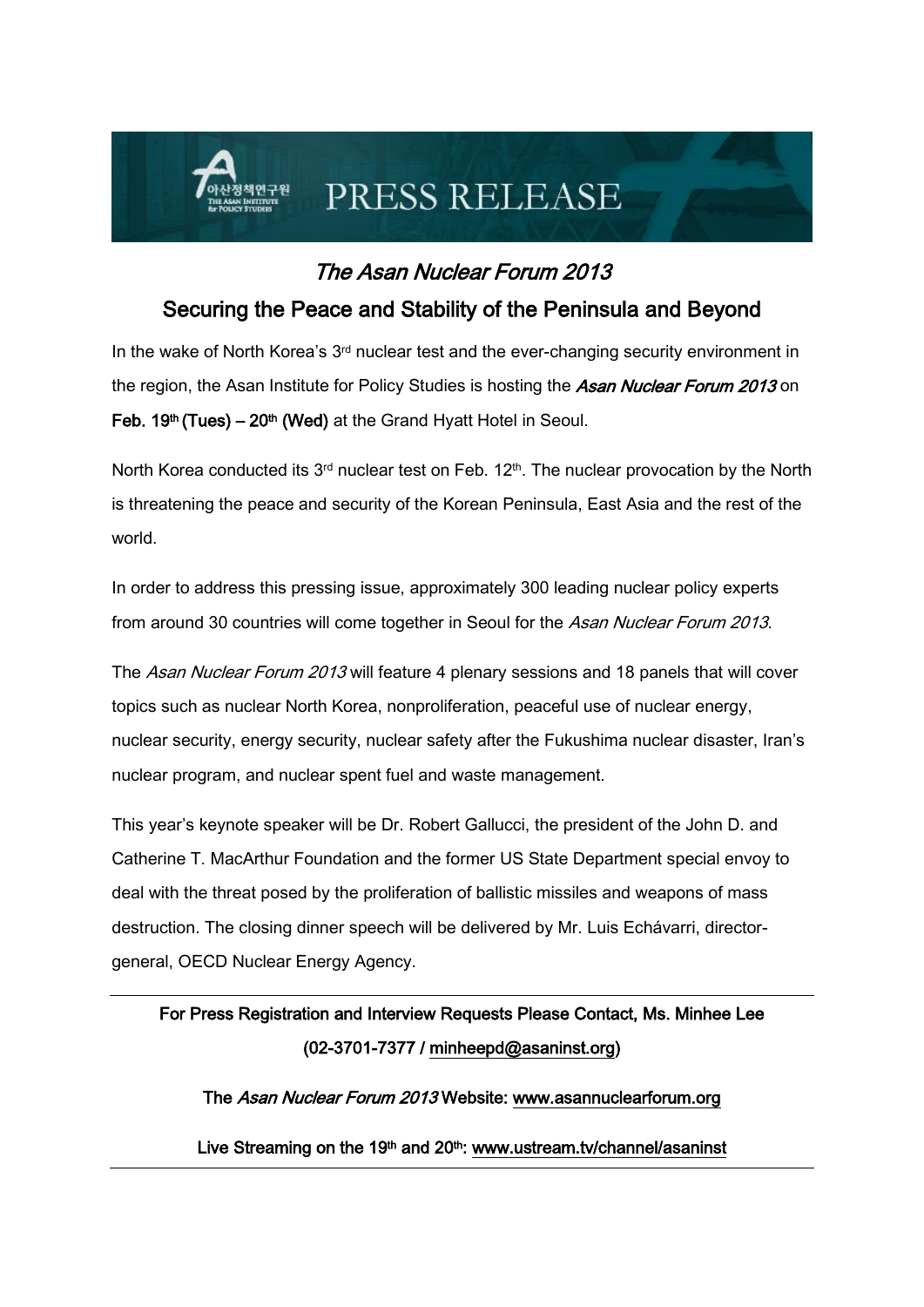# PRESS RELEASE

## *The Asan Nuclear Forum 2013*

## Securing the Peace and Stability of the Peninsula and Beyond

In the wake of North Korea's 3rd nuclear test and the ever-changing security environment in the region, the Asan Institute for Policy Studies is hosting the ***Asan Nuclear Forum 2013*** on **Feb. 19th (Tues) – 20th (Wed)** at the Grand Hyatt Hotel in Seoul.

North Korea conducted its 3rd nuclear test on Feb. 12th. The nuclear provocation by the North is threatening the peace and security of the Korean Peninsula, East Asia and the rest of the world.

In order to address this pressing issue, approximately 300 leading nuclear policy experts from around 30 countries will come together in Seoul for the *Asan Nuclear Forum 2013*.

The *Asan Nuclear Forum 2013* will feature 4 plenary sessions and 18 panels that will cover topics such as nuclear North Korea, nonproliferation, peaceful use of nuclear energy, nuclear security, energy security, nuclear safety after the Fukushima nuclear disaster, Iran's nuclear program, and nuclear spent fuel and waste management.

This year's keynote speaker will be Dr. Robert Gallucci, the president of the John D. and Catherine T. MacArthur Foundation and the former US State Department special envoy to deal with the threat posed by the proliferation of ballistic missiles and weapons of mass destruction. The closing dinner speech will be delivered by Mr. Luis Echávarri, director-general, OECD Nuclear Energy Agency.

---

**For Press Registration and Interview Requests Please Contact, Ms. Minhee Lee (02-3701-7377 / minheepd@asaninst.org)**

**The *Asan Nuclear Forum 2013* Website: www.asannuclearforum.org**

**Live Streaming on the 19th and 20th: www.ustream.tv/channel/asaninst**

---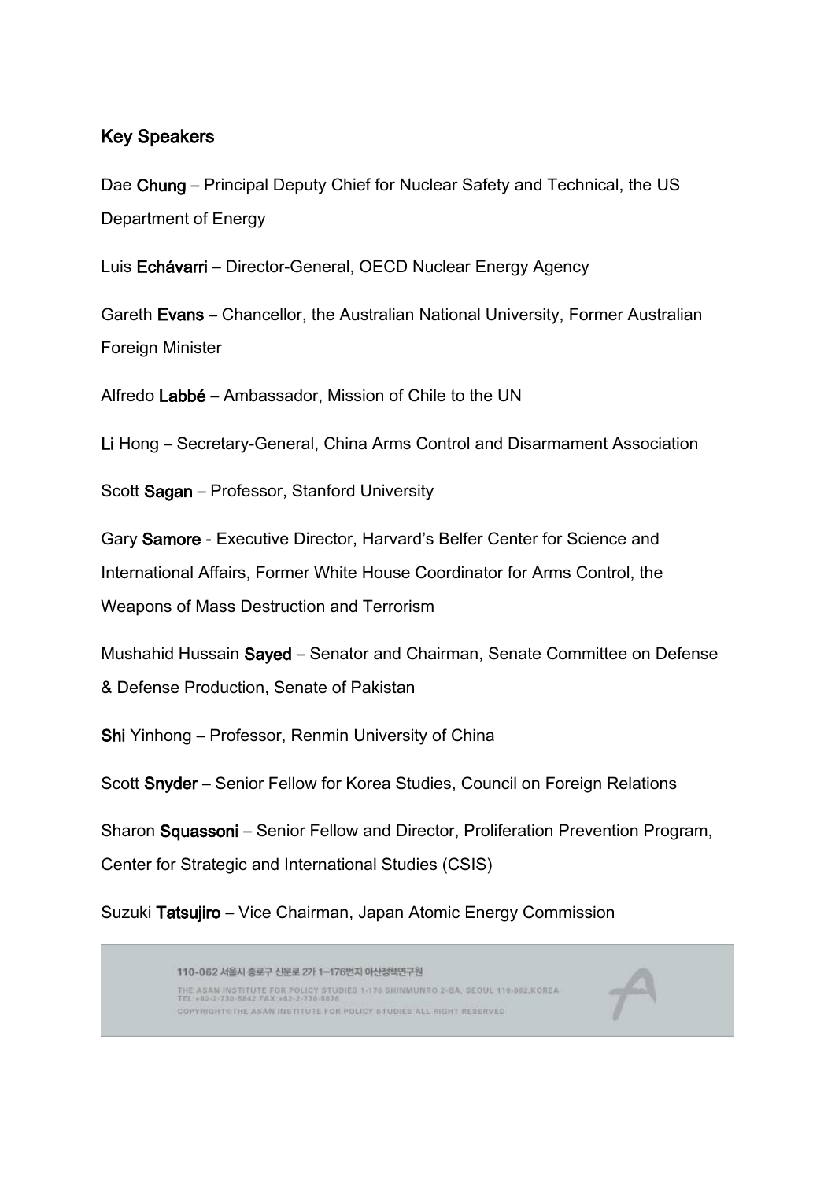## Key Speakers

Dae **Chung** – Principal Deputy Chief for Nuclear Safety and Technical, the US Department of Energy

Luis **Echávarri** – Director-General, OECD Nuclear Energy Agency

Gareth **Evans** – Chancellor, the Australian National University, Former Australian Foreign Minister

Alfredo **Labbé** – Ambassador, Mission of Chile to the UN

**Li** Hong – Secretary-General, China Arms Control and Disarmament Association

Scott **Sagan** – Professor, Stanford University

Gary **Samore** - Executive Director, Harvard's Belfer Center for Science and International Affairs, Former White House Coordinator for Arms Control, the Weapons of Mass Destruction and Terrorism

Mushahid Hussain **Sayed** – Senator and Chairman, Senate Committee on Defense & Defense Production, Senate of Pakistan

**Shi** Yinhong – Professor, Renmin University of China

Scott **Snyder** – Senior Fellow for Korea Studies, Council on Foreign Relations

Sharon **Squassoni** – Senior Fellow and Director, Proliferation Prevention Program, Center for Strategic and International Studies (CSIS)

Suzuki **Tatsujiro** – Vice Chairman, Japan Atomic Energy Commission